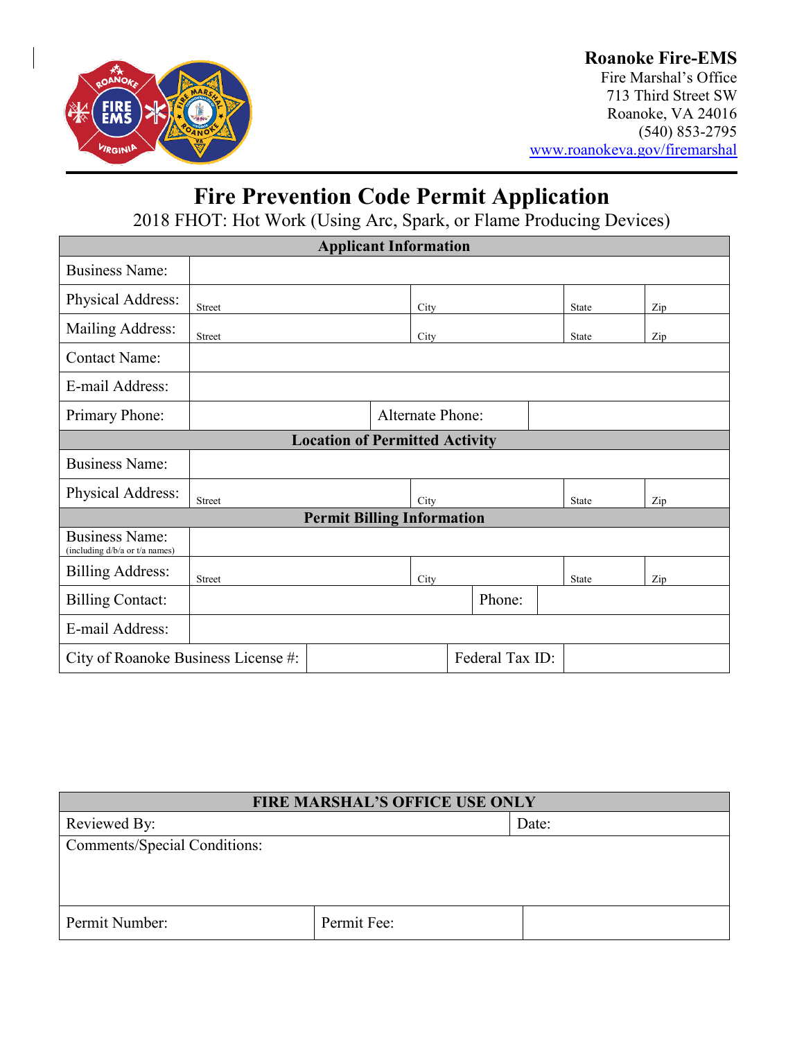**Roanoke Fire-EMS**
Fire Marshal's Office
713 Third Street SW
Roanoke, VA 24016
(540) 853-2795
www.roanokeva.gov/firemarshal

# Fire Prevention Code Permit Application

2018 FHOT: Hot Work (Using Arc, Spark, or Flame Producing Devices)

| Applicant Information | | | | |
|---|---|---|---|---|
| Business Name: | | | | |
| Physical Address: | Street | City | State | Zip |
| Mailing Address: | Street | City | State | Zip |
| Contact Name: | | | | |
| E-mail Address: | | | | |
| Primary Phone: | | Alternate Phone: | | |
| **Location of Permitted Activity** | | | | |
| Business Name: | | | | |
| Physical Address: | Street | City | State | Zip |
| **Permit Billing Information** | | | | |
| Business Name: (including d/b/a or t/a names) | | | | |
| Billing Address: | Street | City | State | Zip |
| Billing Contact: | | Phone: | | |
| E-mail Address: | | | | |
| City of Roanoke Business License #: | | Federal Tax ID: | | |

| FIRE MARSHAL'S OFFICE USE ONLY | | |
|---|---|---|
| Reviewed By: | | Date: |
| Comments/Special Conditions: | | |
| Permit Number: | Permit Fee: | |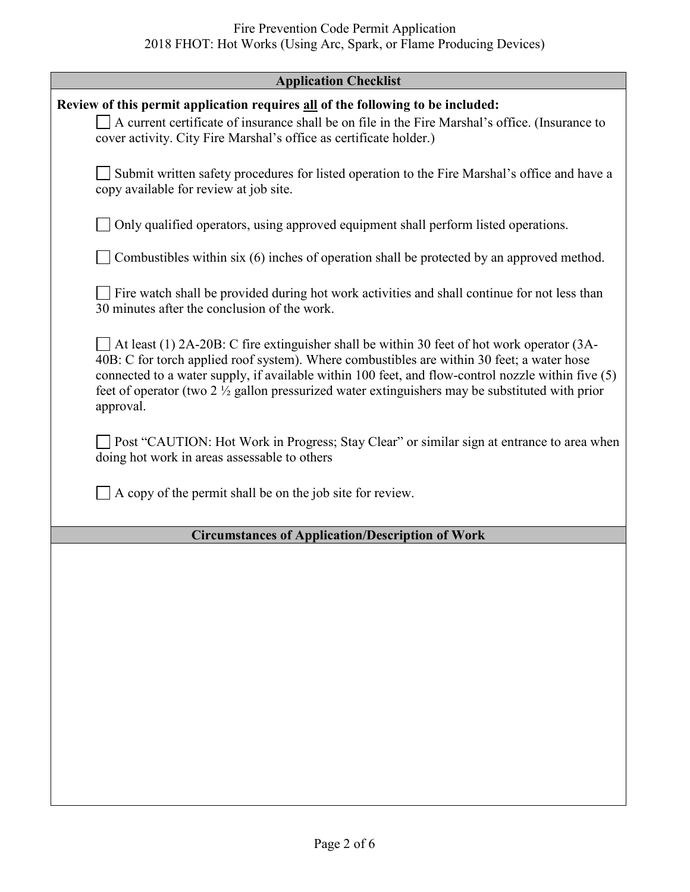Fire Prevention Code Permit Application
2018 FHOT: Hot Works (Using Arc, Spark, or Flame Producing Devices)

## Application Checklist

**Review of this permit application requires all of the following to be included:**

- ☐ A current certificate of insurance shall be on file in the Fire Marshal's office. (Insurance to cover activity. City Fire Marshal's office as certificate holder.)

- ☐ Submit written safety procedures for listed operation to the Fire Marshal's office and have a copy available for review at job site.

- ☐ Only qualified operators, using approved equipment shall perform listed operations.

- ☐ Combustibles within six (6) inches of operation shall be protected by an approved method.

- ☐ Fire watch shall be provided during hot work activities and shall continue for not less than 30 minutes after the conclusion of the work.

- ☐ At least (1) 2A-20B: C fire extinguisher shall be within 30 feet of hot work operator (3A-40B: C for torch applied roof system). Where combustibles are within 30 feet; a water hose connected to a water supply, if available within 100 feet, and flow-control nozzle within five (5) feet of operator (two 2 ½ gallon pressurized water extinguishers may be substituted with prior approval.

- ☐ Post "CAUTION: Hot Work in Progress; Stay Clear" or similar sign at entrance to area when doing hot work in areas assessable to others

- ☐ A copy of the permit shall be on the job site for review.

## Circumstances of Application/Description of Work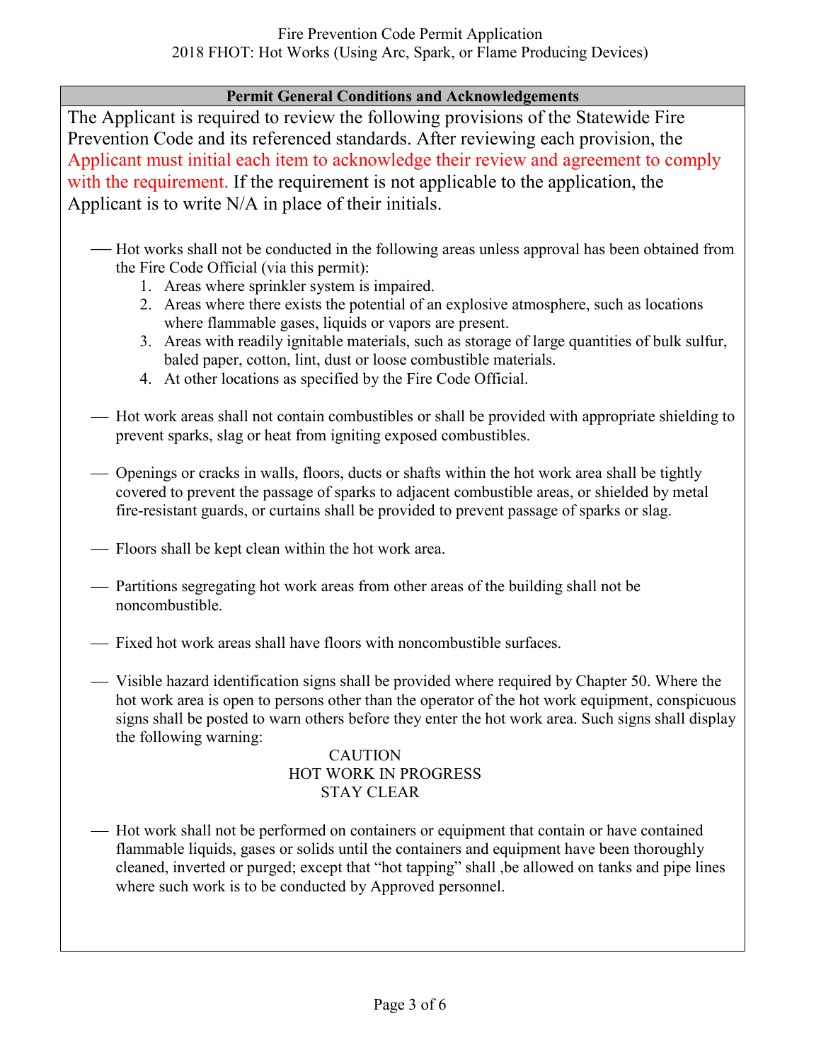Fire Prevention Code Permit Application
2018 FHOT: Hot Works (Using Arc, Spark, or Flame Producing Devices)

## Permit General Conditions and Acknowledgements

The Applicant is required to review the following provisions of the Statewide Fire Prevention Code and its referenced standards. After reviewing each provision, the Applicant must initial each item to acknowledge their review and agreement to comply with the requirement. If the requirement is not applicable to the application, the Applicant is to write N/A in place of their initials.

___ Hot works shall not be conducted in the following areas unless approval has been obtained from the Fire Code Official (via this permit):

1. Areas where sprinkler system is impaired.
2. Areas where there exists the potential of an explosive atmosphere, such as locations where flammable gases, liquids or vapors are present.
3. Areas with readily ignitable materials, such as storage of large quantities of bulk sulfur, baled paper, cotton, lint, dust or loose combustible materials.
4. At other locations as specified by the Fire Code Official.

___ Hot work areas shall not contain combustibles or shall be provided with appropriate shielding to prevent sparks, slag or heat from igniting exposed combustibles.

___ Openings or cracks in walls, floors, ducts or shafts within the hot work area shall be tightly covered to prevent the passage of sparks to adjacent combustible areas, or shielded by metal fire-resistant guards, or curtains shall be provided to prevent passage of sparks or slag.

___ Floors shall be kept clean within the hot work area.

___ Partitions segregating hot work areas from other areas of the building shall not be noncombustible.

___ Fixed hot work areas shall have floors with noncombustible surfaces.

___ Visible hazard identification signs shall be provided where required by Chapter 50. Where the hot work area is open to persons other than the operator of the hot work equipment, conspicuous signs shall be posted to warn others before they enter the hot work area. Such signs shall display the following warning:

CAUTION
HOT WORK IN PROGRESS
STAY CLEAR

___ Hot work shall not be performed on containers or equipment that contain or have contained flammable liquids, gases or solids until the containers and equipment have been thoroughly cleaned, inverted or purged; except that "hot tapping" shall ,be allowed on tanks and pipe lines where such work is to be conducted by Approved personnel.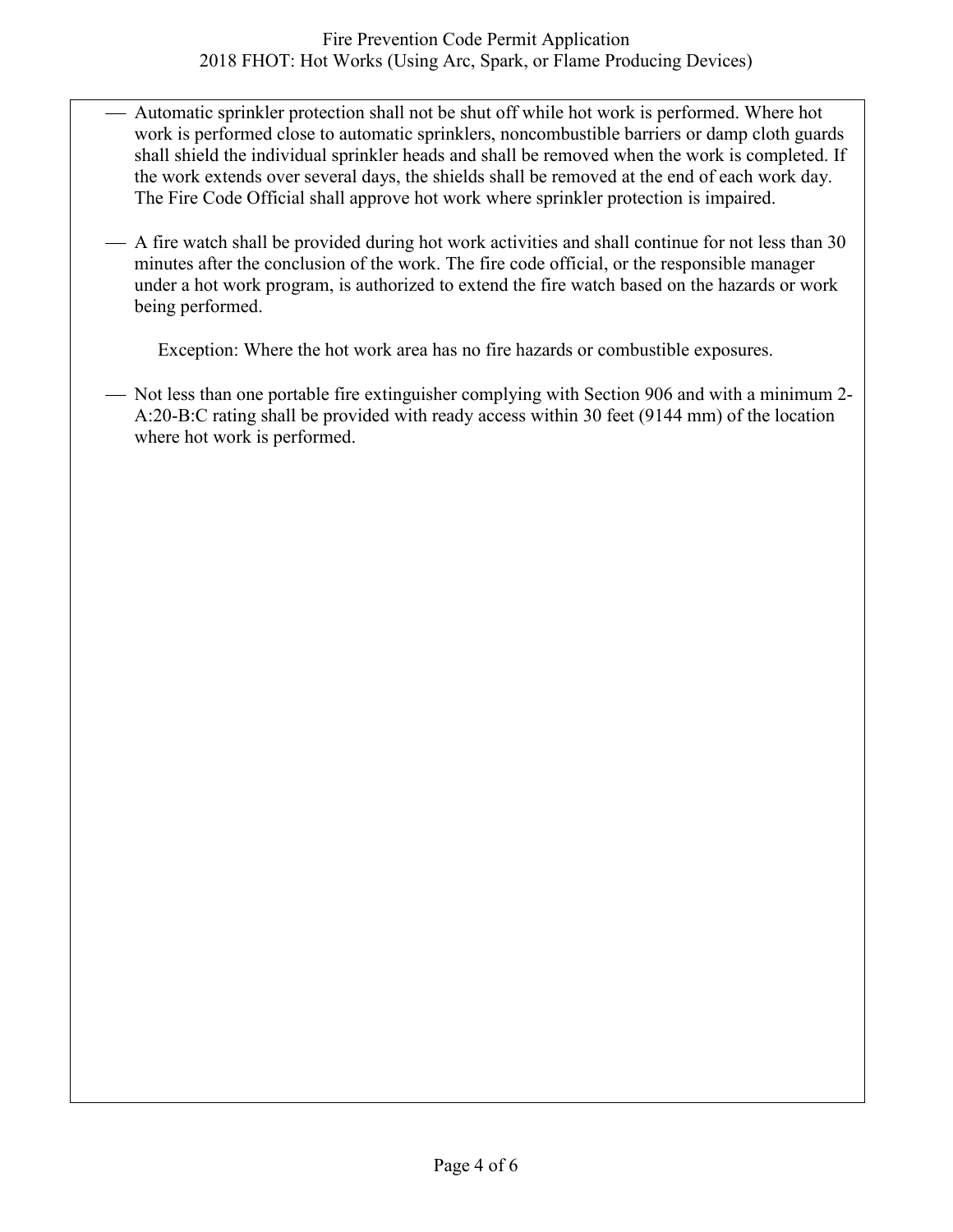- Automatic sprinkler protection shall not be shut off while hot work is performed. Where hot work is performed close to automatic sprinklers, noncombustible barriers or damp cloth guards shall shield the individual sprinkler heads and shall be removed when the work is completed. If the work extends over several days, the shields shall be removed at the end of each work day. The Fire Code Official shall approve hot work where sprinkler protection is impaired.

- A fire watch shall be provided during hot work activities and shall continue for not less than 30 minutes after the conclusion of the work. The fire code official, or the responsible manager under a hot work program, is authorized to extend the fire watch based on the hazards or work being performed.

  Exception: Where the hot work area has no fire hazards or combustible exposures.

- Not less than one portable fire extinguisher complying with Section 906 and with a minimum 2-A:20-B:C rating shall be provided with ready access within 30 feet (9144 mm) of the location where hot work is performed.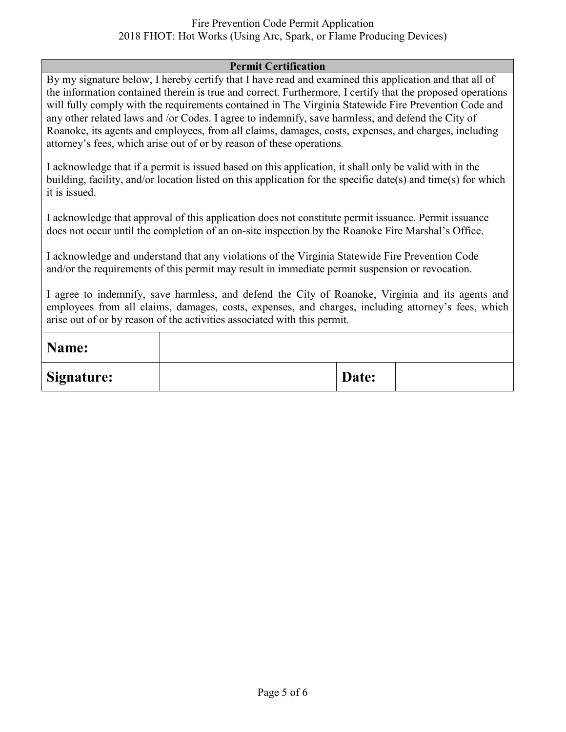## Permit Certification

By my signature below, I hereby certify that I have read and examined this application and that all of the information contained therein is true and correct. Furthermore, I certify that the proposed operations will fully comply with the requirements contained in The Virginia Statewide Fire Prevention Code and any other related laws and /or Codes. I agree to indemnify, save harmless, and defend the City of Roanoke, its agents and employees, from all claims, damages, costs, expenses, and charges, including attorney's fees, which arise out of or by reason of these operations.

I acknowledge that if a permit is issued based on this application, it shall only be valid with in the building, facility, and/or location listed on this application for the specific date(s) and time(s) for which it is issued.

I acknowledge that approval of this application does not constitute permit issuance. Permit issuance does not occur until the completion of an on-site inspection by the Roanoke Fire Marshal's Office.

I acknowledge and understand that any violations of the Virginia Statewide Fire Prevention Code and/or the requirements of this permit may result in immediate permit suspension or revocation.

I agree to indemnify, save harmless, and defend the City of Roanoke, Virginia and its agents and employees from all claims, damages, costs, expenses, and charges, including attorney's fees, which arise out of or by reason of the activities associated with this permit.

| | | | |
|---|---|---|---|
| **Name:** | | | |
| **Signature:** | | **Date:** | |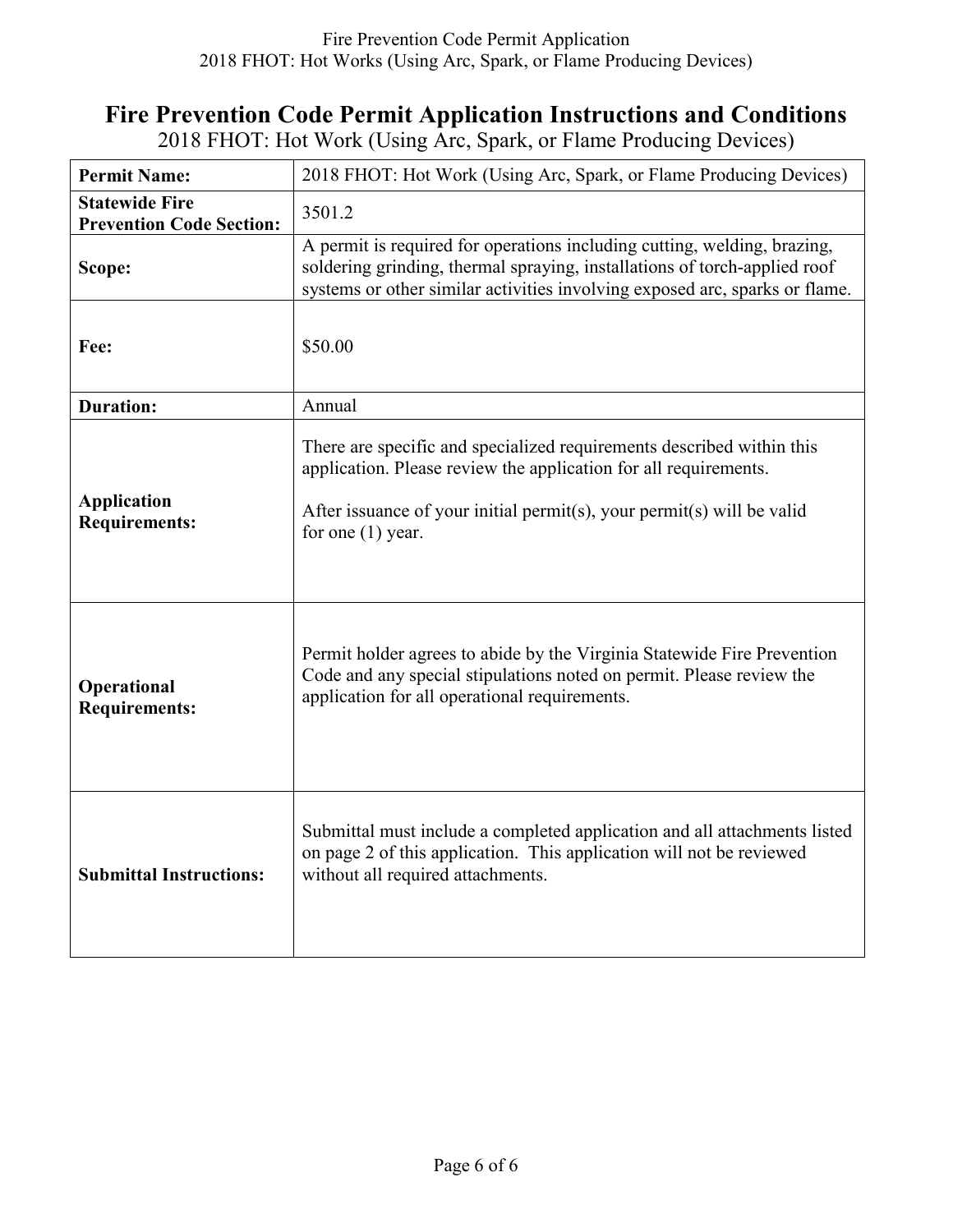# Fire Prevention Code Permit Application Instructions and Conditions

2018 FHOT: Hot Work (Using Arc, Spark, or Flame Producing Devices)

| | |
|---|---|
| **Permit Name:** | 2018 FHOT: Hot Work (Using Arc, Spark, or Flame Producing Devices) |
| **Statewide Fire Prevention Code Section:** | 3501.2 |
| **Scope:** | A permit is required for operations including cutting, welding, brazing, soldering grinding, thermal spraying, installations of torch-applied roof systems or other similar activities involving exposed arc, sparks or flame. |
| **Fee:** | $50.00 |
| **Duration:** | Annual |
| **Application Requirements:** | There are specific and specialized requirements described within this application. Please review the application for all requirements.<br><br>After issuance of your initial permit(s), your permit(s) will be valid for one (1) year. |
| **Operational Requirements:** | Permit holder agrees to abide by the Virginia Statewide Fire Prevention Code and any special stipulations noted on permit. Please review the application for all operational requirements. |
| **Submittal Instructions:** | Submittal must include a completed application and all attachments listed on page 2 of this application. This application will not be reviewed without all required attachments. |